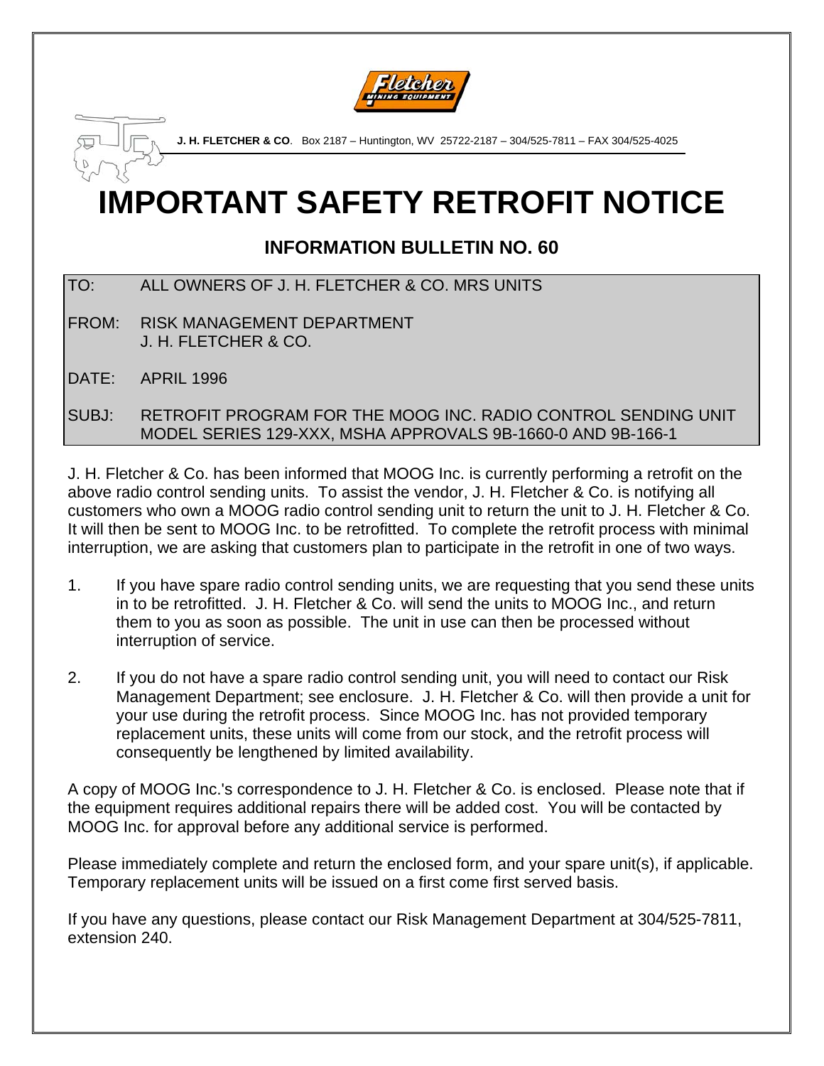**J. H. FLETCHER & CO**. Box 2187 – Huntington, WV 25722-2187 – 304/525-7811 – FAX 304/525-4025

# IMPORTANT SAFETY RETROFIT NOTICE

## INFORMATION BULLETIN NO. 60

TO: ALL OWNERS OF J. H. FLETCHER & CO. MRS UNITS

FROM: RISK MANAGEMENT DEPARTMENT
J. H. FLETCHER & CO.

DATE: APRIL 1996

SUBJ: RETROFIT PROGRAM FOR THE MOOG INC. RADIO CONTROL SENDING UNIT MODEL SERIES 129-XXX, MSHA APPROVALS 9B-1660-0 AND 9B-166-1

J. H. Fletcher & Co. has been informed that MOOG Inc. is currently performing a retrofit on the above radio control sending units. To assist the vendor, J. H. Fletcher & Co. is notifying all customers who own a MOOG radio control sending unit to return the unit to J. H. Fletcher & Co. It will then be sent to MOOG Inc. to be retrofitted. To complete the retrofit process with minimal interruption, we are asking that customers plan to participate in the retrofit in one of two ways.

1. If you have spare radio control sending units, we are requesting that you send these units in to be retrofitted. J. H. Fletcher & Co. will send the units to MOOG Inc., and return them to you as soon as possible. The unit in use can then be processed without interruption of service.

2. If you do not have a spare radio control sending unit, you will need to contact our Risk Management Department; see enclosure. J. H. Fletcher & Co. will then provide a unit for your use during the retrofit process. Since MOOG Inc. has not provided temporary replacement units, these units will come from our stock, and the retrofit process will consequently be lengthened by limited availability.

A copy of MOOG Inc.'s correspondence to J. H. Fletcher & Co. is enclosed. Please note that if the equipment requires additional repairs there will be added cost. You will be contacted by MOOG Inc. for approval before any additional service is performed.

Please immediately complete and return the enclosed form, and your spare unit(s), if applicable. Temporary replacement units will be issued on a first come first served basis.

If you have any questions, please contact our Risk Management Department at 304/525-7811, extension 240.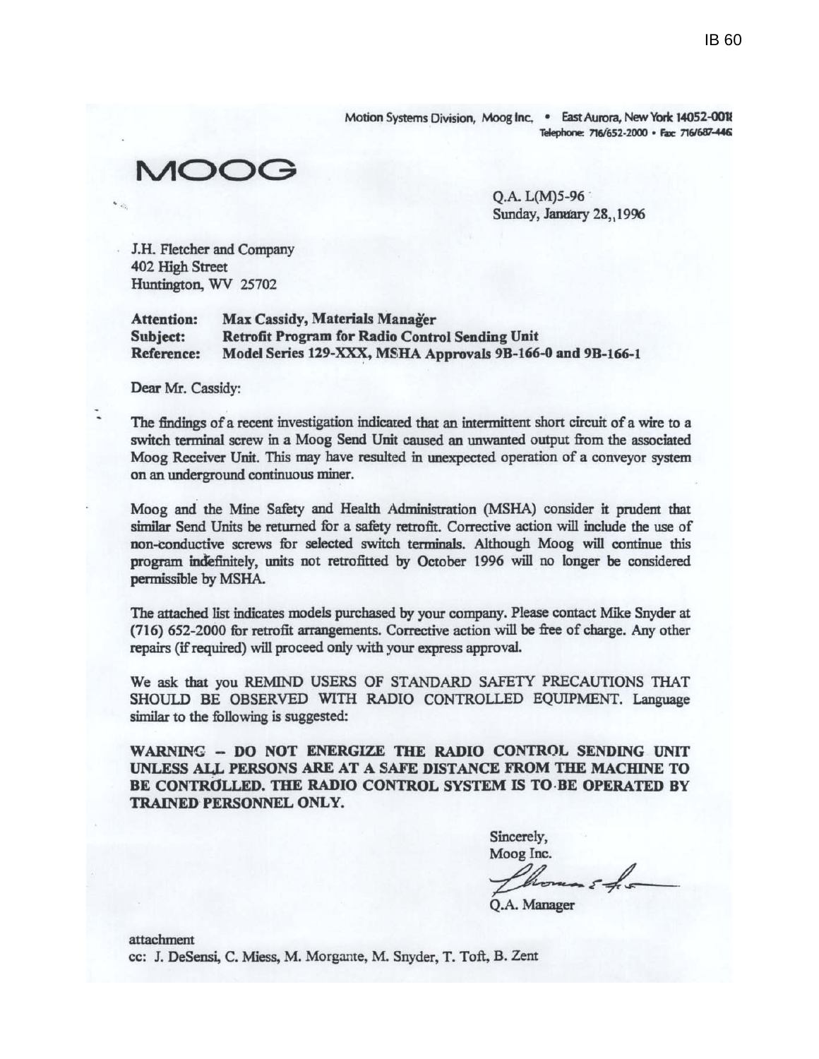IB 60

Motion Systems Division, Moog Inc. • East Aurora, New York 14052-0018
Telephone: 716/652-2000 • Fax: 716/687-446

MOOG

Q.A. L(M)5-96
Sunday, January 28, 1996

J.H. Fletcher and Company
402 High Street
Huntington, WV 25702

**Attention:** **Max Cassidy, Materials Manager**
**Subject:** **Retrofit Program for Radio Control Sending Unit**
**Reference:** **Model Series 129-XXX, MSHA Approvals 9B-166-0 and 9B-166-1**

Dear Mr. Cassidy:

The findings of a recent investigation indicated that an intermittent short circuit of a wire to a switch terminal screw in a Moog Send Unit caused an unwanted output from the associated Moog Receiver Unit. This may have resulted in unexpected operation of a conveyor system on an underground continuous miner.

Moog and the Mine Safety and Health Administration (MSHA) consider it prudent that similar Send Units be returned for a safety retrofit. Corrective action will include the use of non-conductive screws for selected switch terminals. Although Moog will continue this program indefinitely, units not retrofitted by October 1996 will no longer be considered permissible by MSHA.

The attached list indicates models purchased by your company. Please contact Mike Snyder at (716) 652-2000 for retrofit arrangements. Corrective action will be free of charge. Any other repairs (if required) will proceed only with your express approval.

We ask that you REMIND USERS OF STANDARD SAFETY PRECAUTIONS THAT SHOULD BE OBSERVED WITH RADIO CONTROLLED EQUIPMENT. Language similar to the following is suggested:

**WARNING – DO NOT ENERGIZE THE RADIO CONTROL SENDING UNIT UNLESS ALL PERSONS ARE AT A SAFE DISTANCE FROM THE MACHINE TO BE CONTROLLED. THE RADIO CONTROL SYSTEM IS TO BE OPERATED BY TRAINED PERSONNEL ONLY.**

Sincerely,
Moog Inc.

Q.A. Manager

attachment
cc: J. DeSensi, C. Miess, M. Morgante, M. Snyder, T. Toft, B. Zent